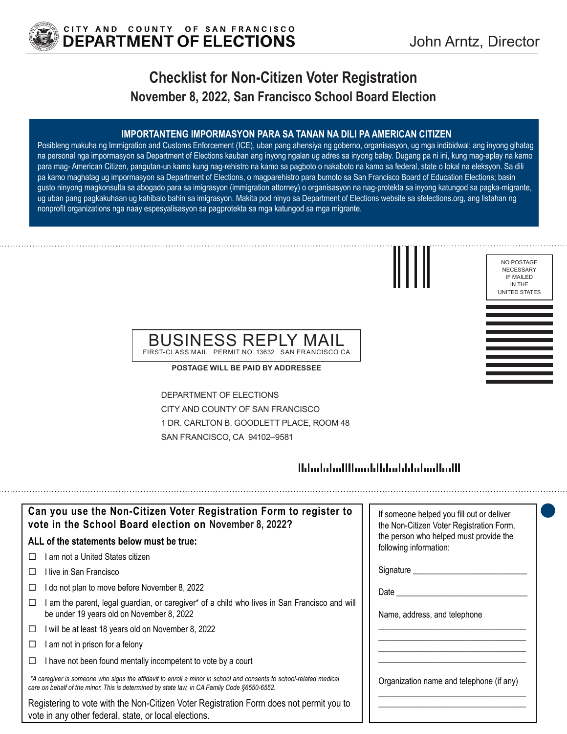CITY AND COUNTY OF SAN FRANCISCO
**DEPARTMENT OF ELECTIONS**

John Arntz, Director

# Checklist for Non-Citizen Voter Registration

## November 8, 2022, San Francisco School Board Election

**IMPORTANTENG IMPORMASYON PARA SA TANAN NA DILI PA AMERICAN CITIZEN**

Posibleng makuha ng Immigration and Customs Enforcement (ICE), uban pang ahensiya ng goberno, organisasyon, ug mga indibidwal; ang inyong gihatag na personal nga impormasyon sa Department of Elections kauban ang inyong ngalan ug adres sa inyong balay. Dugang pa ni ini, kung mag-aplay na kamo para mag- American Citizen, pangutan-un kamo kung nag-rehistro na kamo sa pagboto o nakaboto na kamo sa federal, state o lokal na eleksyon. Sa dili pa kamo maghatag ug impormasyon sa Department of Elections, o magparehistro para bumoto sa San Francisco Board of Education Elections; basin gusto ninyong magkonsulta sa abogado para sa imigrasyon (immigration attorney) o organisasyon na nag-protekta sa inyong katungod sa pagka-migrante, ug uban pang pagkakuhaan ug kahibalo bahin sa imigrasyon. Makita pod ninyo sa Department of Elections website sa sfelections.org, ang listahan ng nonprofit organizations nga naay espesyalisasyon sa pagprotekta sa mga katungod sa mga migrante.

NO POSTAGE NECESSARY IF MAILED IN THE UNITED STATES

BUSINESS REPLY MAIL
FIRST-CLASS MAIL PERMIT NO. 13632 SAN FRANCISCO CA

**POSTAGE WILL BE PAID BY ADDRESSEE**

DEPARTMENT OF ELECTIONS
CITY AND COUNTY OF SAN FRANCISCO
1 DR. CARLTON B. GOODLETT PLACE, ROOM 48
SAN FRANCISCO, CA 94102–9581

### Can you use the Non-Citizen Voter Registration Form to register to vote in the School Board election on November 8, 2022?

**ALL of the statements below must be true:**

- ☐ I am not a United States citizen
- ☐ I live in San Francisco
- ☐ I do not plan to move before November 8, 2022
- ☐ I am the parent, legal guardian, or caregiver* of a child who lives in San Francisco and will be under 19 years old on November 8, 2022
- ☐ I will be at least 18 years old on November 8, 2022
- ☐ I am not in prison for a felony
- ☐ I have not been found mentally incompetent to vote by a court

*\*A caregiver is someone who signs the affidavit to enroll a minor in school and consents to school-related medical care on behalf of the minor. This is determined by state law, in CA Family Code §6550-6552.*

Registering to vote with the Non-Citizen Voter Registration Form does not permit you to vote in any other federal, state, or local elections.

If someone helped you fill out or deliver the Non-Citizen Voter Registration Form, the person who helped must provide the following information:

Signature ___________________________

Date ___________________________

Name, address, and telephone

___________________________

___________________________

___________________________

___________________________

Organization name and telephone (if any)

___________________________

___________________________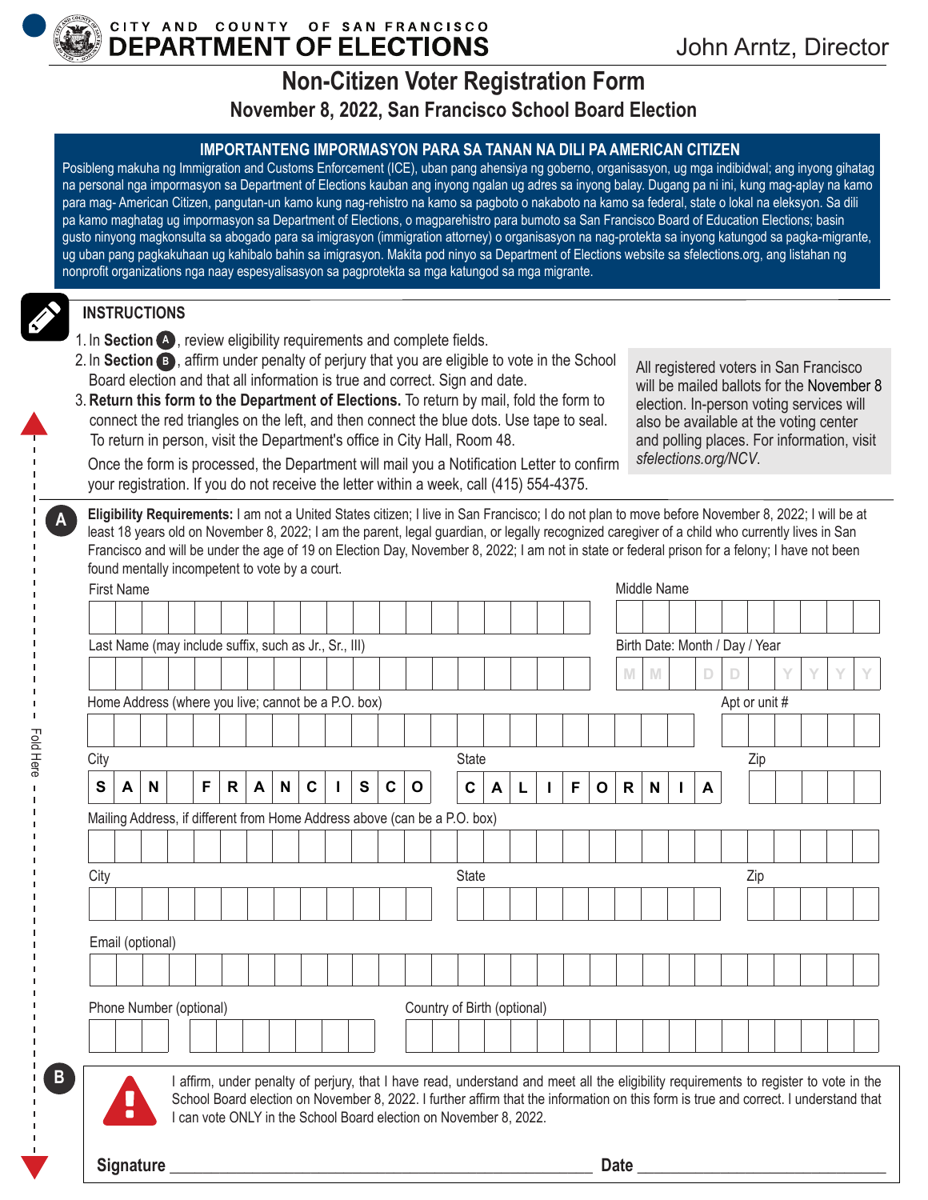CITY AND COUNTY OF SAN FRANCISCO
**DEPARTMENT OF ELECTIONS**

John Arntz, Director

# Non-Citizen Voter Registration Form

## November 8, 2022, San Francisco School Board Election

**IMPORTANTENG IMPORMASYON PARA SA TANAN NA DILI PA AMERICAN CITIZEN**

Posibleng makuha ng Immigration and Customs Enforcement (ICE), uban pang ahensiya ng goberno, organisasyon, ug mga indibidwal; ang inyong gihatag na personal nga impormasyon sa Department of Elections kauban ang inyong ngalan ug adres sa inyong balay. Dugang pa ni ini, kung mag-aplay na kamo para mag- American Citizen, pangutan-un kamo kung nag-rehistro na kamo sa pagboto o nakaboto na kamo sa federal, state o lokal na eleksyon. Sa dili pa kamo maghatag ug impormasyon sa Department of Elections, o magparehistro para bumoto sa San Francisco Board of Education Elections; basin gusto ninyong magkonsulta sa abogado para sa imigrasyon (immigration attorney) o organisasyon na nag-protekta sa inyong katungod sa pagka-migrante, ug uban pang pagkakuhaan ug kahibalo bahin sa imigrasyon. Makita pod ninyo sa Department of Elections website sa sfelections.org, ang listahan ng nonprofit organizations nga naay espesyalisasyon sa pagprotekta sa mga katungod sa mga migrante.

### INSTRUCTIONS

1. In **Section A**, review eligibility requirements and complete fields.
2. In **Section B**, affirm under penalty of perjury that you are eligible to vote in the School Board election and that all information is true and correct. Sign and date.
3. **Return this form to the Department of Elections.** To return by mail, fold the form to connect the red triangles on the left, and then connect the blue dots. Use tape to seal. To return in person, visit the Department's office in City Hall, Room 48.

Once the form is processed, the Department will mail you a Notification Letter to confirm your registration. If you do not receive the letter within a week, call (415) 554-4375.

All registered voters in San Francisco will be mailed ballots for the November 8 election. In-person voting services will also be available at the voting center and polling places. For information, visit *sfelections.org/NCV*.

Fold Here

**A**

**Eligibility Requirements:** I am not a United States citizen; I live in San Francisco; I do not plan to move before November 8, 2022; I will be at least 18 years old on November 8, 2022; I am the parent, legal guardian, or legally recognized caregiver of a child who currently lives in San Francisco and will be under the age of 19 on Election Day, November 8, 2022; I am not in state or federal prison for a felony; I have not been found mentally incompetent to vote by a court.

First Name ______________________ Middle Name ______________________

Last Name (may include suffix, such as Jr., Sr., III) ______________________ Birth Date: Month / Day / Year M M / D D / Y Y Y Y

Home Address (where you live; cannot be a P.O. box) ______________________ Apt or unit # __________

City: S A N F R A N C I S C O State: C A L I F O R N I A Zip __________

Mailing Address, if different from Home Address above (can be a P.O. box) ______________________

City ______________________ State ______________________ Zip __________

Email (optional) ______________________

Phone Number (optional) ______________________ Country of Birth (optional) ______________________

**B**

I affirm, under penalty of perjury, that I have read, understand and meet all the eligibility requirements to register to vote in the School Board election on November 8, 2022. I further affirm that the information on this form is true and correct. I understand that I can vote ONLY in the School Board election on November 8, 2022.

**Signature** ______________________ **Date** ______________________